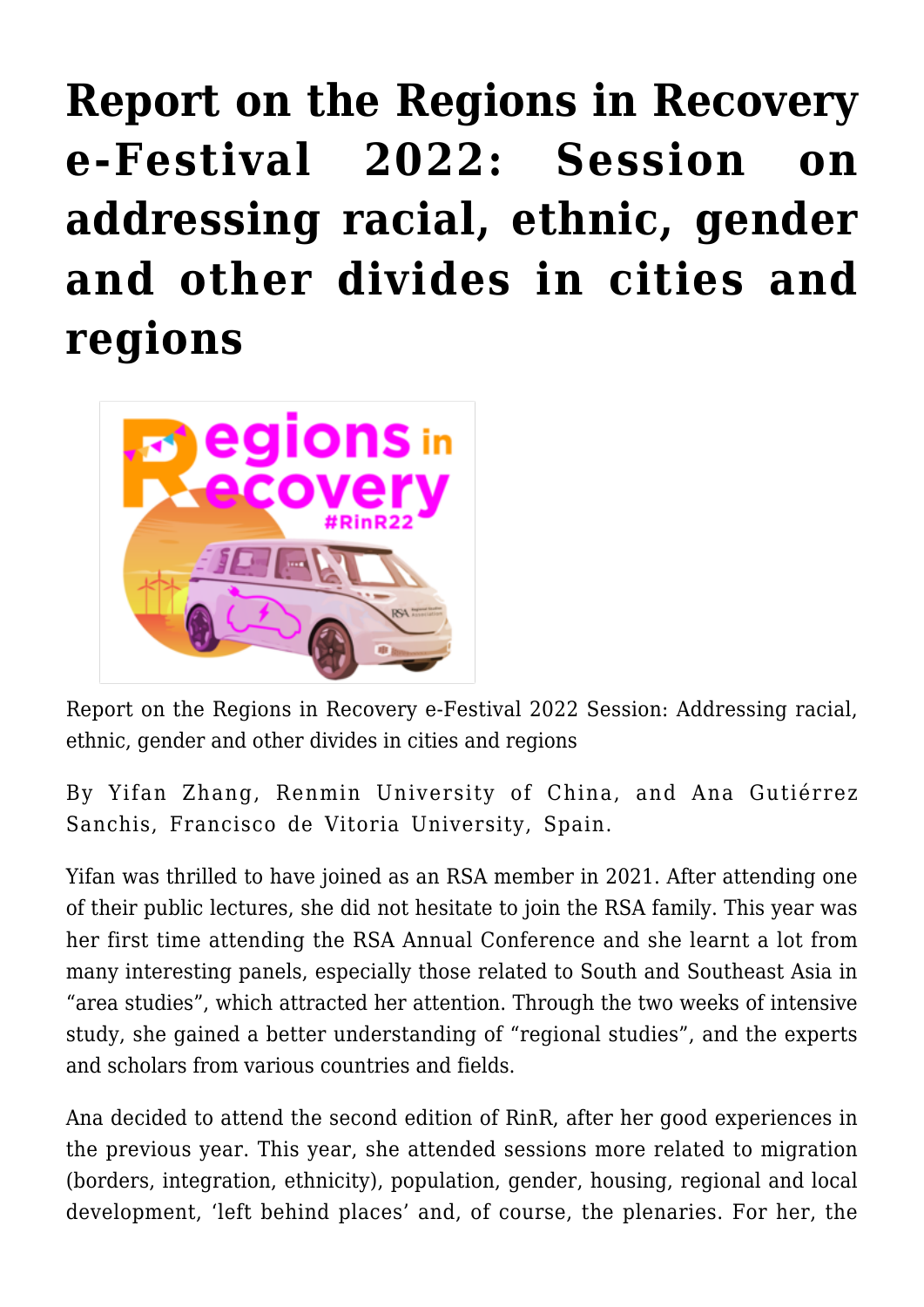# Report on the Regions in Recovery e-Festival 2022: Session on addressing racial, ethnic, gender and other divides in cities and regions

Report on the Regions in Recovery e-Festival 2022 Session: Addressing racial, ethnic, gender and other divides in cities and regions

By Yifan Zhang, Renmin University of China, and Ana Gutiérrez Sanchis, Francisco de Vitoria University, Spain.

Yifan was thrilled to have joined as an RSA member in 2021. After attending one of their public lectures, she did not hesitate to join the RSA family. This year was her first time attending the RSA Annual Conference and she learnt a lot from many interesting panels, especially those related to South and Southeast Asia in "area studies", which attracted her attention. Through the two weeks of intensive study, she gained a better understanding of "regional studies", and the experts and scholars from various countries and fields.

Ana decided to attend the second edition of RinR, after her good experiences in the previous year. This year, she attended sessions more related to migration (borders, integration, ethnicity), population, gender, housing, regional and local development, 'left behind places' and, of course, the plenaries. For her, the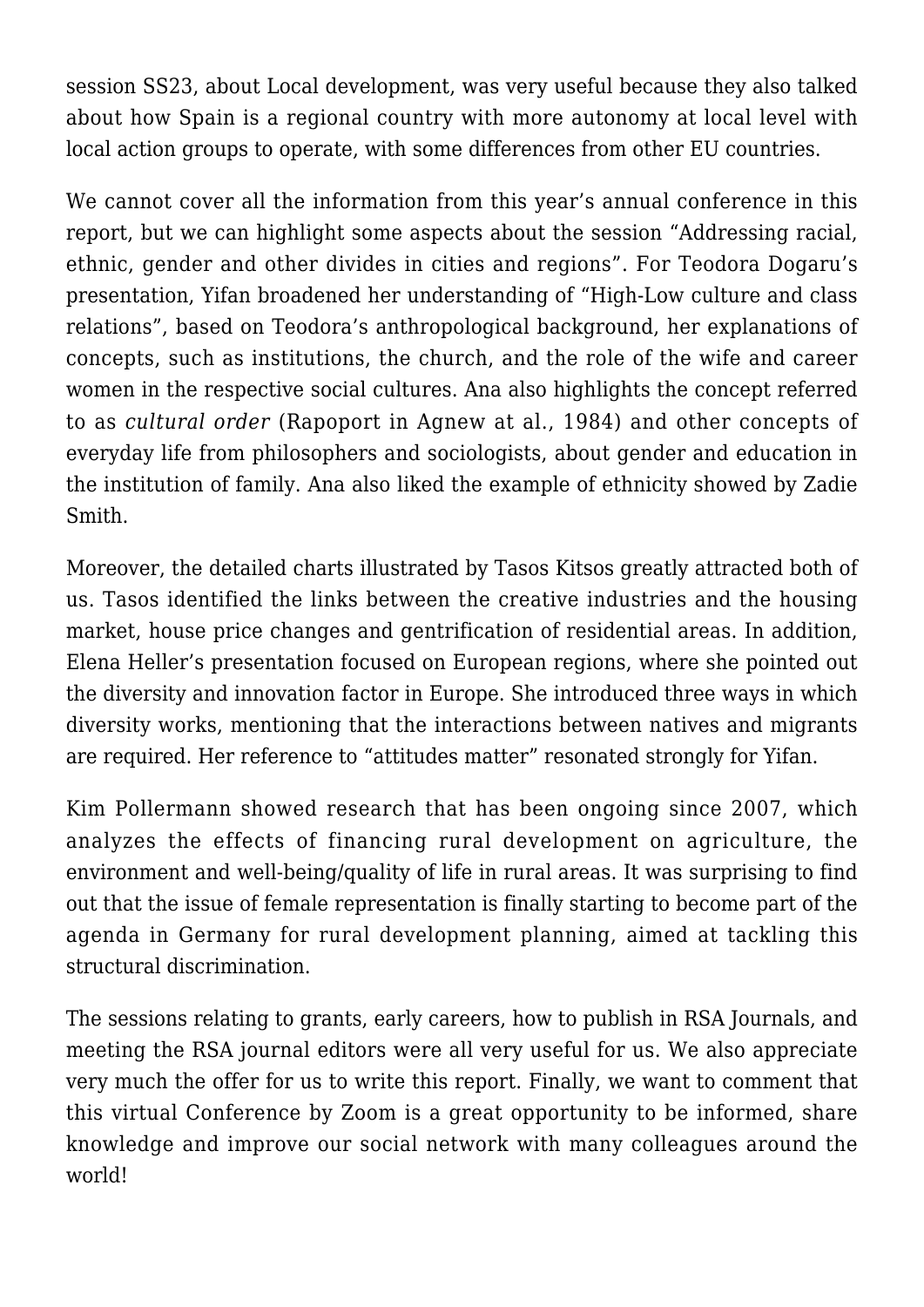session SS23, about Local development, was very useful because they also talked about how Spain is a regional country with more autonomy at local level with local action groups to operate, with some differences from other EU countries.

We cannot cover all the information from this year's annual conference in this report, but we can highlight some aspects about the session "Addressing racial, ethnic, gender and other divides in cities and regions". For Teodora Dogaru's presentation, Yifan broadened her understanding of "High-Low culture and class relations", based on Teodora's anthropological background, her explanations of concepts, such as institutions, the church, and the role of the wife and career women in the respective social cultures. Ana also highlights the concept referred to as *cultural order* (Rapoport in Agnew at al., 1984) and other concepts of everyday life from philosophers and sociologists, about gender and education in the institution of family. Ana also liked the example of ethnicity showed by Zadie Smith.

Moreover, the detailed charts illustrated by Tasos Kitsos greatly attracted both of us. Tasos identified the links between the creative industries and the housing market, house price changes and gentrification of residential areas. In addition, Elena Heller's presentation focused on European regions, where she pointed out the diversity and innovation factor in Europe. She introduced three ways in which diversity works, mentioning that the interactions between natives and migrants are required. Her reference to "attitudes matter" resonated strongly for Yifan.

Kim Pollermann showed research that has been ongoing since 2007, which analyzes the effects of financing rural development on agriculture, the environment and well-being/quality of life in rural areas. It was surprising to find out that the issue of female representation is finally starting to become part of the agenda in Germany for rural development planning, aimed at tackling this structural discrimination.

The sessions relating to grants, early careers, how to publish in RSA Journals, and meeting the RSA journal editors were all very useful for us. We also appreciate very much the offer for us to write this report. Finally, we want to comment that this virtual Conference by Zoom is a great opportunity to be informed, share knowledge and improve our social network with many colleagues around the world!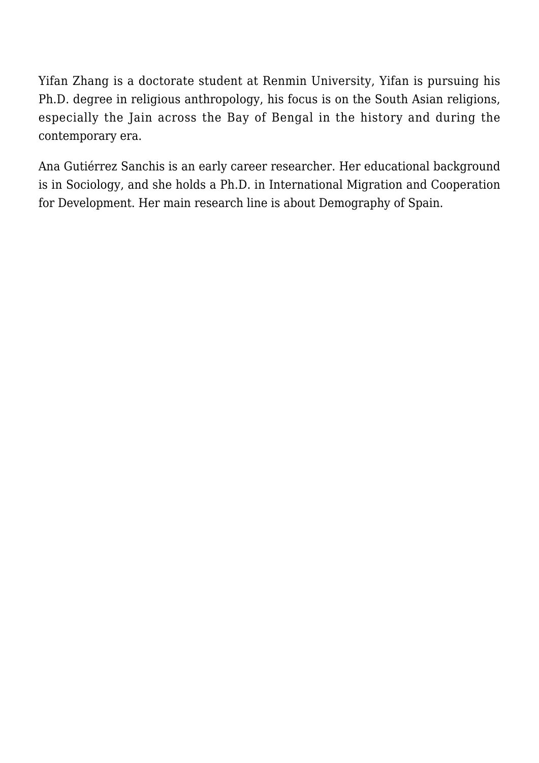Yifan Zhang is a doctorate student at Renmin University, Yifan is pursuing his Ph.D. degree in religious anthropology, his focus is on the South Asian religions, especially the Jain across the Bay of Bengal in the history and during the contemporary era.

Ana Gutiérrez Sanchis is an early career researcher. Her educational background is in Sociology, and she holds a Ph.D. in International Migration and Cooperation for Development. Her main research line is about Demography of Spain.